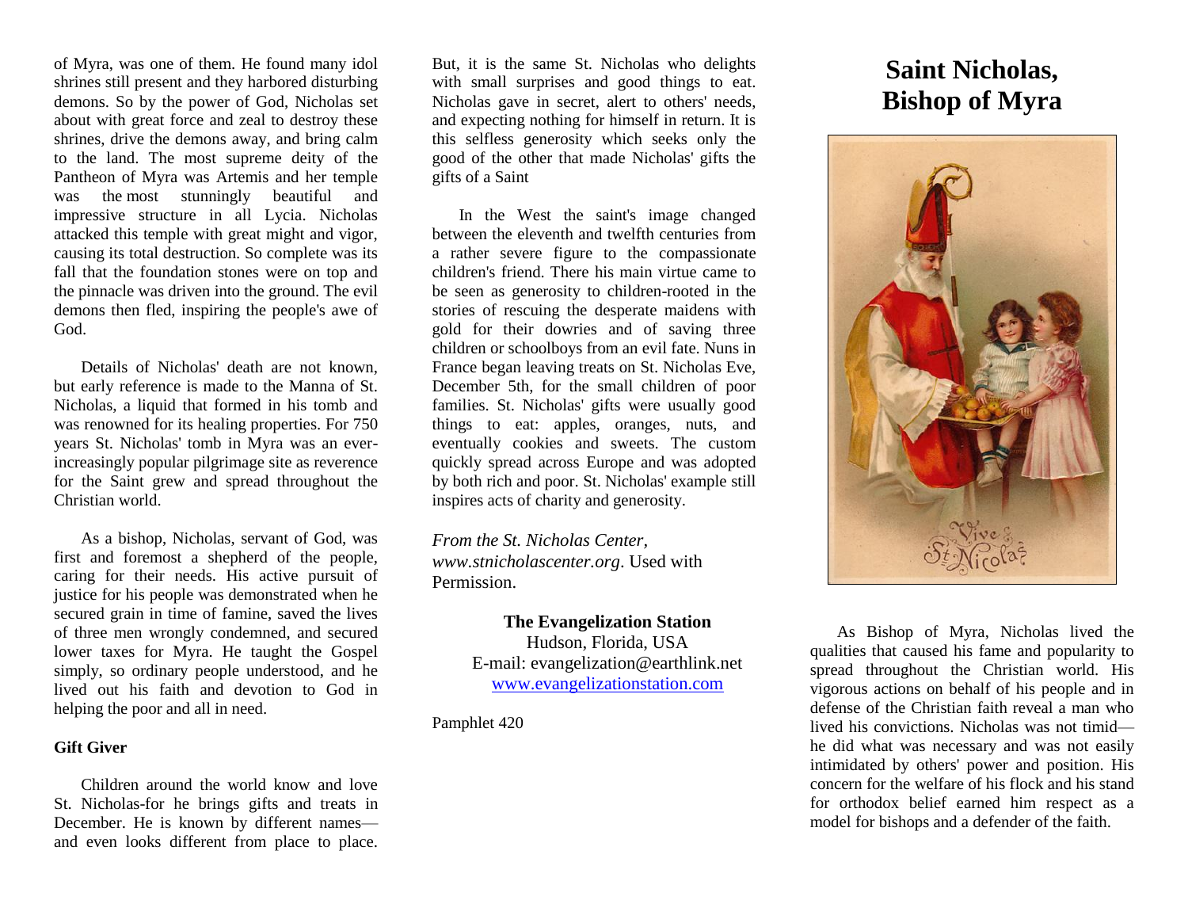of Myra, was one of them. He found many idol shrines still present and they harbored disturbing demons. So by the power of God, Nicholas set about with great force and zeal to destroy these shrines, drive the demons away, and bring calm to the land. The most supreme deity of the Pantheon of Myra was Artemis and her temple was the most stunningly beautiful and impressive structure in all Lycia. Nicholas attacked this temple with great might and vigor, causing its total destruction. So complete was its fall that the foundation stones were on top and the pinnacle was driven into the ground. The evil demons then fled, inspiring the people's awe of God.

Details of Nicholas' death are not known, but early reference is made to the Manna of St. Nicholas, a liquid that formed in his tomb and was renowned for its healing properties. For 750 years St. Nicholas' tomb in Myra was an ever-increasingly popular pilgrimage site as reverence for the Saint grew and spread throughout the Christian world.

As a bishop, Nicholas, servant of God, was first and foremost a shepherd of the people, caring for their needs. His active pursuit of justice for his people was demonstrated when he secured grain in time of famine, saved the lives of three men wrongly condemned, and secured lower taxes for Myra. He taught the Gospel simply, so ordinary people understood, and he lived out his faith and devotion to God in helping the poor and all in need.

**Gift Giver**

Children around the world know and love St. Nicholas-for he brings gifts and treats in December. He is known by different names—and even looks different from place to place. But, it is the same St. Nicholas who delights with small surprises and good things to eat. Nicholas gave in secret, alert to others' needs, and expecting nothing for himself in return. It is this selfless generosity which seeks only the good of the other that made Nicholas' gifts the gifts of a Saint

In the West the saint's image changed between the eleventh and twelfth centuries from a rather severe figure to the compassionate children's friend. There his main virtue came to be seen as generosity to children-rooted in the stories of rescuing the desperate maidens with gold for their dowries and of saving three children or schoolboys from an evil fate. Nuns in France began leaving treats on St. Nicholas Eve, December 5th, for the small children of poor families. St. Nicholas' gifts were usually good things to eat: apples, oranges, nuts, and eventually cookies and sweets. The custom quickly spread across Europe and was adopted by both rich and poor. St. Nicholas' example still inspires acts of charity and generosity.

*From the St. Nicholas Center, www.stnicholascenter.org*. Used with Permission.

**The Evangelization Station**
Hudson, Florida, USA
E-mail: evangelization@earthlink.net
www.evangelizationstation.com

Pamphlet 420

# Saint Nicholas, Bishop of Myra

As Bishop of Myra, Nicholas lived the qualities that caused his fame and popularity to spread throughout the Christian world. His vigorous actions on behalf of his people and in defense of the Christian faith reveal a man who lived his convictions. Nicholas was not timid—he did what was necessary and was not easily intimidated by others' power and position. His concern for the welfare of his flock and his stand for orthodox belief earned him respect as a model for bishops and a defender of the faith.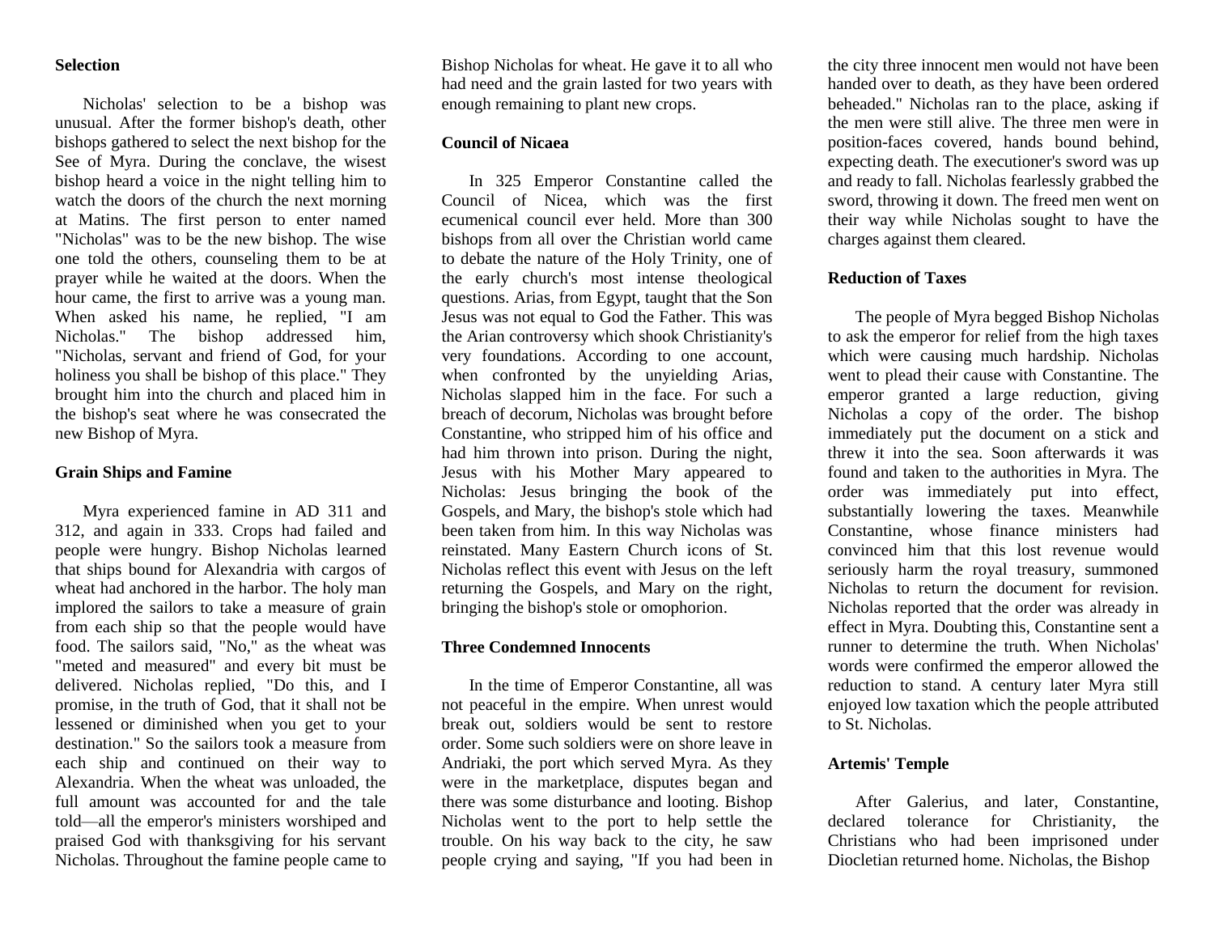### Selection

Nicholas' selection to be a bishop was unusual. After the former bishop's death, other bishops gathered to select the next bishop for the See of Myra. During the conclave, the wisest bishop heard a voice in the night telling him to watch the doors of the church the next morning at Matins. The first person to enter named "Nicholas" was to be the new bishop. The wise one told the others, counseling them to be at prayer while he waited at the doors. When the hour came, the first to arrive was a young man. When asked his name, he replied, "I am Nicholas." The bishop addressed him, "Nicholas, servant and friend of God, for your holiness you shall be bishop of this place." They brought him into the church and placed him in the bishop's seat where he was consecrated the new Bishop of Myra.

### Grain Ships and Famine

Myra experienced famine in AD 311 and 312, and again in 333. Crops had failed and people were hungry. Bishop Nicholas learned that ships bound for Alexandria with cargos of wheat had anchored in the harbor. The holy man implored the sailors to take a measure of grain from each ship so that the people would have food. The sailors said, "No," as the wheat was "meted and measured" and every bit must be delivered. Nicholas replied, "Do this, and I promise, in the truth of God, that it shall not be lessened or diminished when you get to your destination." So the sailors took a measure from each ship and continued on their way to Alexandria. When the wheat was unloaded, the full amount was accounted for and the tale told—all the emperor's ministers worshiped and praised God with thanksgiving for his servant Nicholas. Throughout the famine people came to Bishop Nicholas for wheat. He gave it to all who had need and the grain lasted for two years with enough remaining to plant new crops.

### Council of Nicaea

In 325 Emperor Constantine called the Council of Nicea, which was the first ecumenical council ever held. More than 300 bishops from all over the Christian world came to debate the nature of the Holy Trinity, one of the early church's most intense theological questions. Arias, from Egypt, taught that the Son Jesus was not equal to God the Father. This was the Arian controversy which shook Christianity's very foundations. According to one account, when confronted by the unyielding Arias, Nicholas slapped him in the face. For such a breach of decorum, Nicholas was brought before Constantine, who stripped him of his office and had him thrown into prison. During the night, Jesus with his Mother Mary appeared to Nicholas: Jesus bringing the book of the Gospels, and Mary, the bishop's stole which had been taken from him. In this way Nicholas was reinstated. Many Eastern Church icons of St. Nicholas reflect this event with Jesus on the left returning the Gospels, and Mary on the right, bringing the bishop's stole or omophorion.

### Three Condemned Innocents

In the time of Emperor Constantine, all was not peaceful in the empire. When unrest would break out, soldiers would be sent to restore order. Some such soldiers were on shore leave in Andriaki, the port which served Myra. As they were in the marketplace, disputes began and there was some disturbance and looting. Bishop Nicholas went to the port to help settle the trouble. On his way back to the city, he saw people crying and saying, "If you had been in the city three innocent men would not have been handed over to death, as they have been ordered beheaded." Nicholas ran to the place, asking if the men were still alive. The three men were in position-faces covered, hands bound behind, expecting death. The executioner's sword was up and ready to fall. Nicholas fearlessly grabbed the sword, throwing it down. The freed men went on their way while Nicholas sought to have the charges against them cleared.

### Reduction of Taxes

The people of Myra begged Bishop Nicholas to ask the emperor for relief from the high taxes which were causing much hardship. Nicholas went to plead their cause with Constantine. The emperor granted a large reduction, giving Nicholas a copy of the order. The bishop immediately put the document on a stick and threw it into the sea. Soon afterwards it was found and taken to the authorities in Myra. The order was immediately put into effect, substantially lowering the taxes. Meanwhile Constantine, whose finance ministers had convinced him that this lost revenue would seriously harm the royal treasury, summoned Nicholas to return the document for revision. Nicholas reported that the order was already in effect in Myra. Doubting this, Constantine sent a runner to determine the truth. When Nicholas' words were confirmed the emperor allowed the reduction to stand. A century later Myra still enjoyed low taxation which the people attributed to St. Nicholas.

### Artemis' Temple

After Galerius, and later, Constantine, declared tolerance for Christianity, the Christians who had been imprisoned under Diocletian returned home. Nicholas, the Bishop